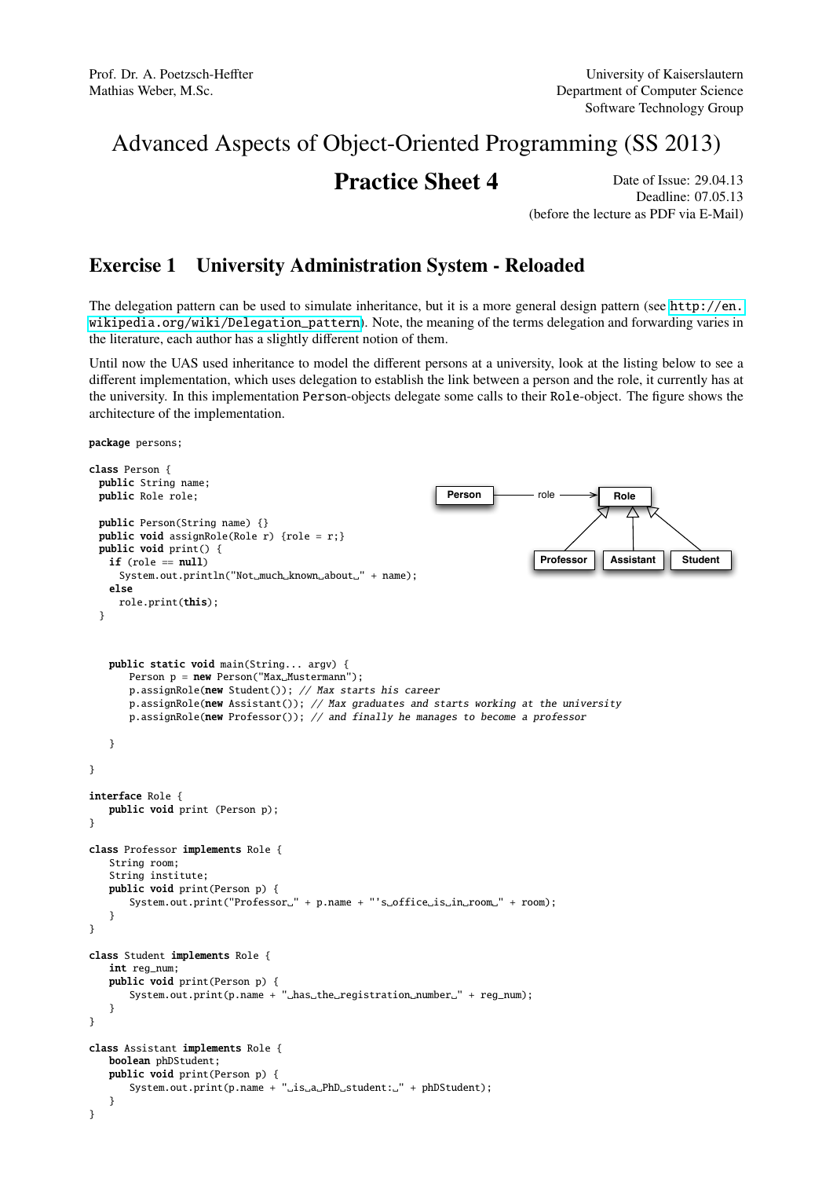Prof. Dr. A. Poetzsch-Heffter
Mathias Weber, M.Sc.

University of Kaiserslautern
Department of Computer Science
Software Technology Group

# Advanced Aspects of Object-Oriented Programming (SS 2013)

## Practice Sheet 4

Date of Issue: 29.04.13
Deadline: 07.05.13
(before the lecture as PDF via E-Mail)

## Exercise 1 University Administration System - Reloaded

The delegation pattern can be used to simulate inheritance, but it is a more general design pattern (see http://en.wikipedia.org/wiki/Delegation_pattern). Note, the meaning of the terms delegation and forwarding varies in the literature, each author has a slightly different notion of them.

Until now the UAS used inheritance to model the different persons at a university, look at the listing below to see a different implementation, which uses delegation to establish the link between a person and the role, it currently has at the university. In this implementation Person-objects delegate some calls to their Role-object. The figure shows the architecture of the implementation.

```
package persons;

class Person {
  public String name;
  public Role role;

  public Person(String name) {}
  public void assignRole(Role r) {role = r;}
  public void print() {
    if (role == null)
      System.out.println("Not much known about " + name);
    else
      role.print(this);
  }



    public static void main(String... argv) {
        Person p = new Person("Max Mustermann");
        p.assignRole(new Student()); // Max starts his career
        p.assignRole(new Assistant()); // Max graduates and starts working at the university
        p.assignRole(new Professor()); // and finally he manages to become a professor

    }

}

interface Role {
    public void print (Person p);
}

class Professor implements Role {
    String room;
    String institute;
    public void print(Person p) {
        System.out.print("Professor " + p.name + "'s office is in room " + room);
    }
}

class Student implements Role {
    int reg_num;
    public void print(Person p) {
        System.out.print(p.name + " has the registration number " + reg_num);
    }
}

class Assistant implements Role {
    boolean phDStudent;
    public void print(Person p) {
        System.out.print(p.name + " is a PhD student: " + phDStudent);
    }
}
```

Person —role→ Role; Professor, Assistant, Student implement Role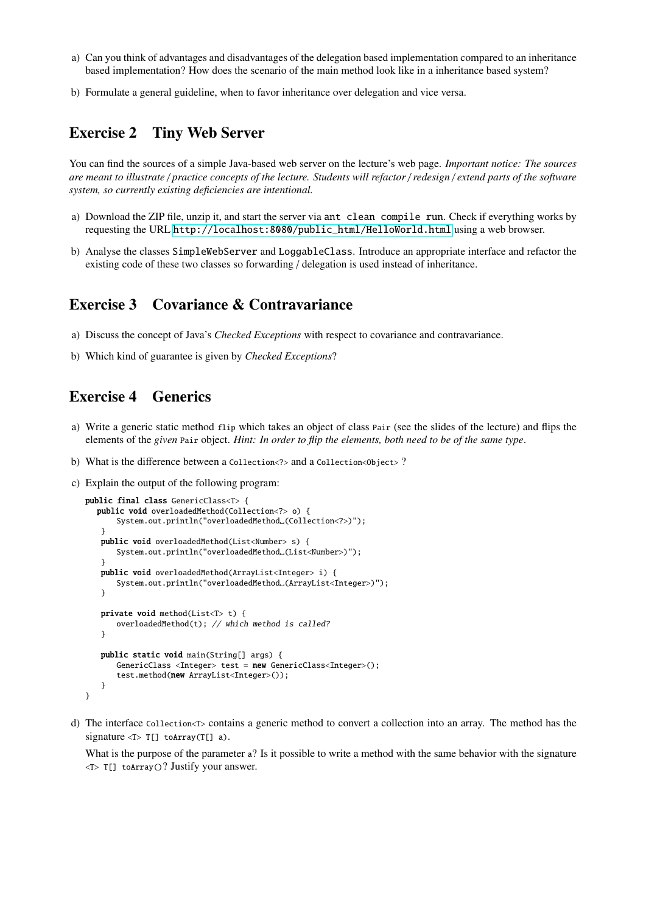a) Can you think of advantages and disadvantages of the delegation based implementation compared to an inheritance based implementation? How does the scenario of the main method look like in a inheritance based system?

b) Formulate a general guideline, when to favor inheritance over delegation and vice versa.

## Exercise 2 Tiny Web Server

You can find the sources of a simple Java-based web server on the lecture's web page. *Important notice: The sources are meant to illustrate / practice concepts of the lecture. Students will refactor / redesign / extend parts of the software system, so currently existing deficiencies are intentional.*

a) Download the ZIP file, unzip it, and start the server via `ant clean compile run`. Check if everything works by requesting the URL `http://localhost:8080/public_html/HelloWorld.html` using a web browser.

b) Analyse the classes `SimpleWebServer` and `LoggableClass`. Introduce an appropriate interface and refactor the existing code of these two classes so forwarding / delegation is used instead of inheritance.

## Exercise 3 Covariance & Contravariance

a) Discuss the concept of Java's *Checked Exceptions* with respect to covariance and contravariance.

b) Which kind of guarantee is given by *Checked Exceptions*?

## Exercise 4 Generics

a) Write a generic static method `flip` which takes an object of class `Pair` (see the slides of the lecture) and flips the elements of the *given* `Pair` object. *Hint: In order to flip the elements, both need to be of the same type.*

b) What is the difference between a `Collection<?>` and a `Collection<Object>` ?

c) Explain the output of the following program:

```java
public final class GenericClass<T> {
   public void overloadedMethod(Collection<?> o) {
       System.out.println("overloadedMethod (Collection<?>)");
    }
    public void overloadedMethod(List<Number> s) {
       System.out.println("overloadedMethod (List<Number>)");
    }
    public void overloadedMethod(ArrayList<Integer> i) {
       System.out.println("overloadedMethod (ArrayList<Integer>)");
    }

    private void method(List<T> t) {
       overloadedMethod(t); // which method is called?
    }

    public static void main(String[] args) {
       GenericClass <Integer> test = new GenericClass<Integer>();
       test.method(new ArrayList<Integer>());
    }
}
```

d) The interface `Collection<T>` contains a generic method to convert a collection into an array. The method has the signature `<T> T[] toArray(T[] a)`.

What is the purpose of the parameter `a`? Is it possible to write a method with the same behavior with the signature `<T> T[] toArray()`? Justify your answer.